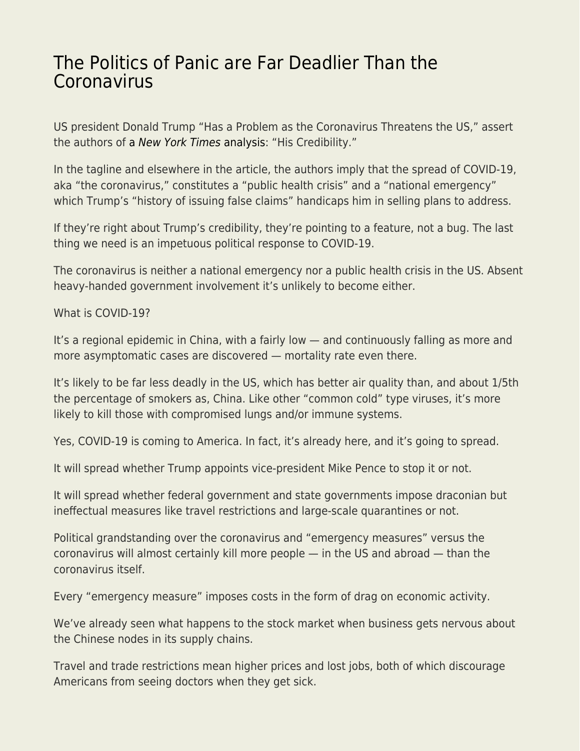# The Politics of Panic are Far Deadlier Than the Coronavirus

US president Donald Trump "Has a Problem as the Coronavirus Threatens the US," assert the authors of a *New York Times* analysis: "His Credibility."

In the tagline and elsewhere in the article, the authors imply that the spread of COVID-19, aka "the coronavirus," constitutes a "public health crisis" and a "national emergency" which Trump's "history of issuing false claims" handicaps him in selling plans to address.

If they're right about Trump's credibility, they're pointing to a feature, not a bug. The last thing we need is an impetuous political response to COVID-19.

The coronavirus is neither a national emergency nor a public health crisis in the US. Absent heavy-handed government involvement it's unlikely to become either.

What is COVID-19?

It's a regional epidemic in China, with a fairly low — and continuously falling as more and more asymptomatic cases are discovered — mortality rate even there.

It's likely to be far less deadly in the US, which has better air quality than, and about 1/5th the percentage of smokers as, China. Like other "common cold" type viruses, it's more likely to kill those with compromised lungs and/or immune systems.

Yes, COVID-19 is coming to America. In fact, it's already here, and it's going to spread.

It will spread whether Trump appoints vice-president Mike Pence to stop it or not.

It will spread whether federal government and state governments impose draconian but ineffectual measures like travel restrictions and large-scale quarantines or not.

Political grandstanding over the coronavirus and "emergency measures" versus the coronavirus will almost certainly kill more people — in the US and abroad — than the coronavirus itself.

Every "emergency measure" imposes costs in the form of drag on economic activity.

We've already seen what happens to the stock market when business gets nervous about the Chinese nodes in its supply chains.

Travel and trade restrictions mean higher prices and lost jobs, both of which discourage Americans from seeing doctors when they get sick.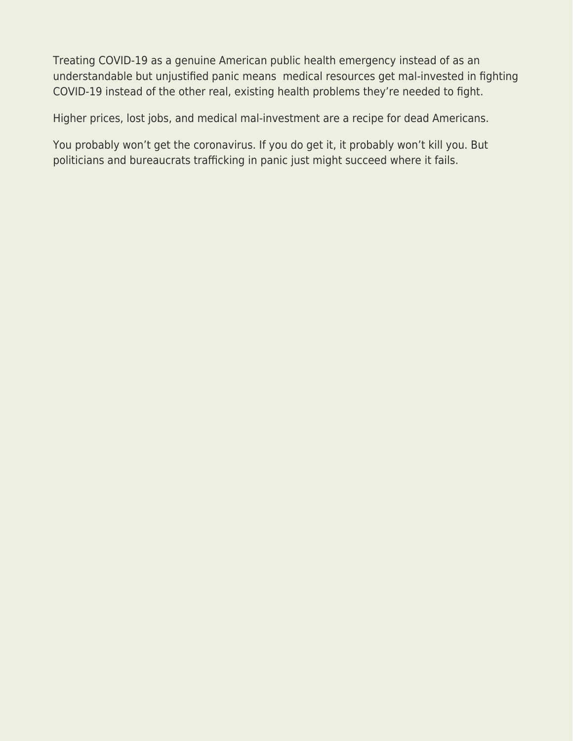Treating COVID-19 as a genuine American public health emergency instead of as an understandable but unjustified panic means medical resources get mal-invested in fighting COVID-19 instead of the other real, existing health problems they're needed to fight.

Higher prices, lost jobs, and medical mal-investment are a recipe for dead Americans.

You probably won't get the coronavirus. If you do get it, it probably won't kill you. But politicians and bureaucrats trafficking in panic just might succeed where it fails.